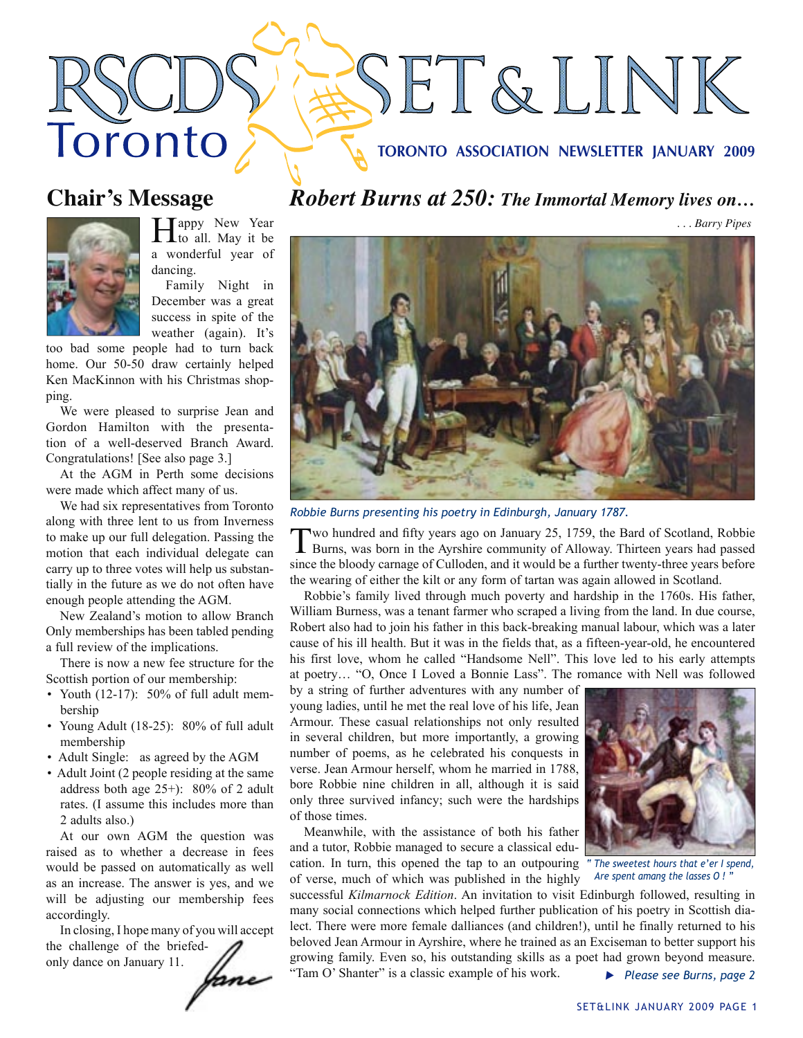# RSCDS Toronto SET & LINK

**TORONTO ASSOCIATION NEWSLETTER JANUARY 2009**

## Chair's Message

Happy New Year to all. May it be a wonderful year of dancing.

Family Night in December was a great success in spite of the weather (again). It's too bad some people had to turn back home. Our 50-50 draw certainly helped Ken MacKinnon with his Christmas shopping.

We were pleased to surprise Jean and Gordon Hamilton with the presentation of a well-deserved Branch Award. Congratulations! [See also page 3.]

At the AGM in Perth some decisions were made which affect many of us.

We had six representatives from Toronto along with three lent to us from Inverness to make up our full delegation. Passing the motion that each individual delegate can carry up to three votes will help us substantially in the future as we do not often have enough people attending the AGM.

New Zealand's motion to allow Branch Only memberships has been tabled pending a full review of the implications.

There is now a new fee structure for the Scottish portion of our membership:

- Youth (12-17): 50% of full adult membership
- Young Adult (18-25): 80% of full adult membership
- Adult Single: as agreed by the AGM
- Adult Joint (2 people residing at the same address both age 25+): 80% of 2 adult rates. (I assume this includes more than 2 adults also.)

At our own AGM the question was raised as to whether a decrease in fees would be passed on automatically as well as an increase. The answer is yes, and we will be adjusting our membership fees accordingly.

In closing, I hope many of you will accept the challenge of the briefed-only dance on January 11.

*Jane*

## *Robert Burns at 250:* The Immortal Memory lives on…

*. . . Barry Pipes*

*Robbie Burns presenting his poetry in Edinburgh, January 1787.*

Two hundred and fifty years ago on January 25, 1759, the Bard of Scotland, Robbie Burns, was born in the Ayrshire community of Alloway. Thirteen years had passed since the bloody carnage of Culloden, and it would be a further twenty-three years before the wearing of either the kilt or any form of tartan was again allowed in Scotland.

Robbie's family lived through much poverty and hardship in the 1760s. His father, William Burness, was a tenant farmer who scraped a living from the land. In due course, Robert also had to join his father in this back-breaking manual labour, which was a later cause of his ill health. But it was in the fields that, as a fifteen-year-old, he encountered his first love, whom he called "Handsome Nell". This love led to his early attempts at poetry… "O, Once I Loved a Bonnie Lass". The romance with Nell was followed by a string of further adventures with any number of young ladies, until he met the real love of his life, Jean Armour. These casual relationships not only resulted in several children, but more importantly, a growing number of poems, as he celebrated his conquests in verse. Jean Armour herself, whom he married in 1788, bore Robbie nine children in all, although it is said only three survived infancy; such were the hardships of those times.

*" The sweetest hours that e'er I spend, Are spent amang the lasses O ! "*

Meanwhile, with the assistance of both his father and a tutor, Robbie managed to secure a classical education. In turn, this opened the tap to an outpouring of verse, much of which was published in the highly successful *Kilmarnock Edition*. An invitation to visit Edinburgh followed, resulting in many social connections which helped further publication of his poetry in Scottish dialect. There were more female dalliances (and children!), until he finally returned to his beloved Jean Armour in Ayrshire, where he trained as an Exciseman to better support his growing family. Even so, his outstanding skills as a poet had grown beyond measure. "Tam O' Shanter" is a classic example of his work.

► *Please see Burns, page 2*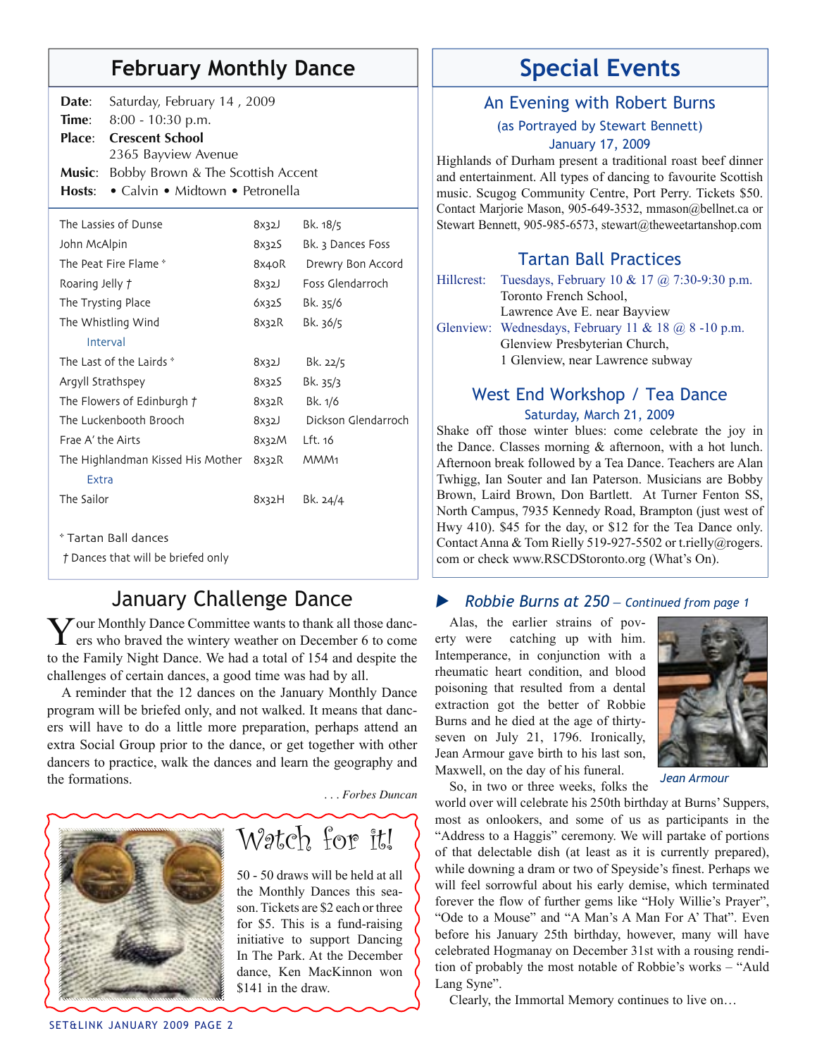## February Monthly Dance

**Date**: Saturday, February 14 , 2009
**Time**: 8:00 - 10:30 p.m.
**Place**: **Crescent School**
2365 Bayview Avenue
**Music**: Bobby Brown & The Scottish Accent
**Hosts**: • Calvin • Midtown • Petronella

| | | |
|---|---|---|
| The Lassies of Dunse | 8x32J | Bk. 18/5 |
| John McAlpin | 8x32S | Bk. 3 Dances Foss |
| The Peat Fire Flame * | 8x40R | Drewry Bon Accord |
| Roaring Jelly † | 8x32J | Foss Glendarroch |
| The Trysting Place | 6x32S | Bk. 35/6 |
| The Whistling Wind | 8x32R | Bk. 36/5 |
| Interval | | |
| The Last of the Lairds * | 8x32J | Bk. 22/5 |
| Argyll Strathspey | 8x32S | Bk. 35/3 |
| The Flowers of Edinburgh † | 8x32R | Bk. 1/6 |
| The Luckenbooth Brooch | 8x32J | Dickson Glendarroch |
| Frae A' the Airts | 8x32M | Lft. 16 |
| The Highlandman Kissed His Mother | 8x32R | MMM1 |
| Extra | | |
| The Sailor | 8x32H | Bk. 24/4 |

\* Tartan Ball dances
† Dances that will be briefed only

## January Challenge Dance

Your Monthly Dance Committee wants to thank all those dancers who braved the wintery weather on December 6 to come to the Family Night Dance. We had a total of 154 and despite the challenges of certain dances, a good time was had by all.

A reminder that the 12 dances on the January Monthly Dance program will be briefed only, and not walked. It means that dancers will have to do a little more preparation, perhaps attend an extra Social Group prior to the dance, or get together with other dancers to practice, walk the dances and learn the geography and the formations.

*. . . Forbes Duncan*

### Watch for it!

50 - 50 draws will be held at all the Monthly Dances this season. Tickets are $2 each or three for $5. This is a fund-raising initiative to support Dancing In The Park. At the December dance, Ken MacKinnon won $141 in the draw.

## Special Events

### An Evening with Robert Burns

(as Portrayed by Stewart Bennett)
January 17, 2009

Highlands of Durham present a traditional roast beef dinner and entertainment. All types of dancing to favourite Scottish music. Scugog Community Centre, Port Perry. Tickets $50. Contact Marjorie Mason, 905-649-3532, mmason@bellnet.ca or Stewart Bennett, 905-985-6573, stewart@theweetartanshop.com

### Tartan Ball Practices

Hillcrest: Tuesdays, February 10 & 17 @ 7:30-9:30 p.m.
Toronto French School,
Lawrence Ave E. near Bayview

Glenview: Wednesdays, February 11 & 18 @ 8 -10 p.m.
Glenview Presbyterian Church,
1 Glenview, near Lawrence subway

### West End Workshop / Tea Dance

Saturday, March 21, 2009

Shake off those winter blues: come celebrate the joy in the Dance. Classes morning & afternoon, with a hot lunch. Afternoon break followed by a Tea Dance. Teachers are Alan Twhigg, Ian Souter and Ian Paterson. Musicians are Bobby Brown, Laird Brown, Don Bartlett. At Turner Fenton SS, North Campus, 7935 Kennedy Road, Brampton (just west of Hwy 410). $45 for the day, or $12 for the Tea Dance only. Contact Anna & Tom Rielly 519-927-5502 or t.rielly@rogers.com or check www.RSCDStoronto.org (What's On).

### ▶ *Robbie Burns at 250* – *Continued from page 1*

Alas, the earlier strains of poverty were catching up with him. Intemperance, in conjunction with a rheumatic heart condition, and blood poisoning that resulted from a dental extraction got the better of Robbie Burns and he died at the age of thirty-seven on July 21, 1796. Ironically, Jean Armour gave birth to his last son, Maxwell, on the day of his funeral.

*Jean Armour*

So, in two or three weeks, folks the world over will celebrate his 250th birthday at Burns' Suppers, most as onlookers, and some of us as participants in the "Address to a Haggis" ceremony. We will partake of portions of that delectable dish (at least as it is currently prepared), while downing a dram or two of Speyside's finest. Perhaps we will feel sorrowful about his early demise, which terminated forever the flow of further gems like "Holy Willie's Prayer", "Ode to a Mouse" and "A Man's A Man For A' That". Even before his January 25th birthday, however, many will have celebrated Hogmanay on December 31st with a rousing rendition of probably the most notable of Robbie's works – "Auld Lang Syne".

Clearly, the Immortal Memory continues to live on…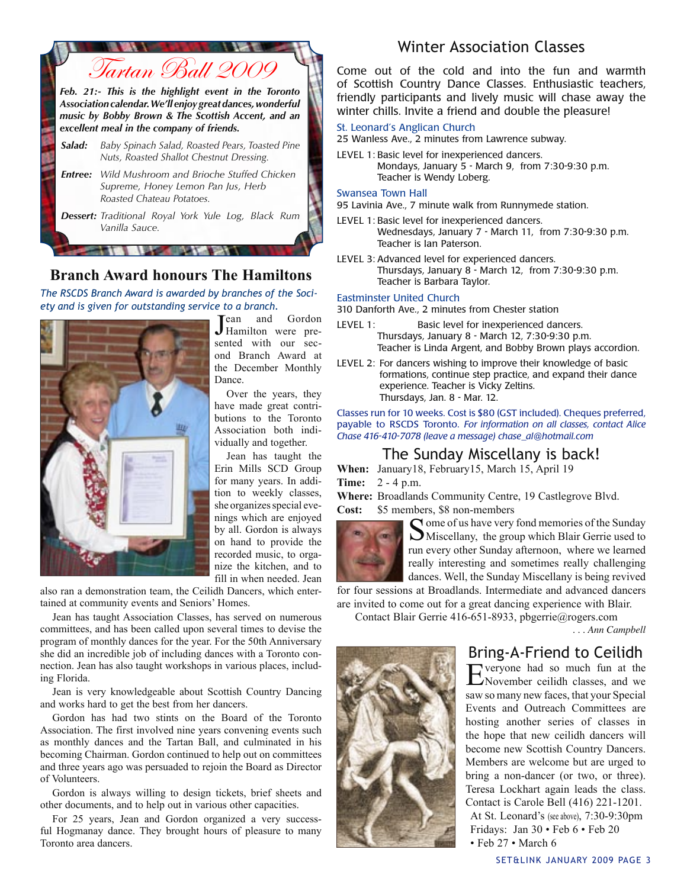# Tartan Ball 2009

***Feb. 21:- This is the highlight event in the Toronto Association calendar. We'll enjoy great dances, wonderful music by Bobby Brown & The Scottish Accent, and an excellent meal in the company of friends.***

***Salad:*** *Baby Spinach Salad, Roasted Pears, Toasted Pine Nuts, Roasted Shallot Chestnut Dressing.*

***Entree:*** *Wild Mushroom and Brioche Stuffed Chicken Supreme, Honey Lemon Pan Jus, Herb Roasted Chateau Potatoes.*

***Dessert:*** *Traditional Royal York Yule Log, Black Rum Vanilla Sauce.*

## Branch Award honours The Hamiltons

*The RSCDS Branch Award is awarded by branches of the Society and is given for outstanding service to a branch.*

Jean and Gordon Hamilton were presented with our second Branch Award at the December Monthly Dance.

Over the years, they have made great contributions to the Toronto Association both individually and together.

Jean has taught the Erin Mills SCD Group for many years. In addition to weekly classes, she organizes special evenings which are enjoyed by all. Gordon is always on hand to provide the recorded music, to organize the kitchen, and to fill in when needed. Jean also ran a demonstration team, the Ceilidh Dancers, which entertained at community events and Seniors' Homes.

Jean has taught Association Classes, has served on numerous committees, and has been called upon several times to devise the program of monthly dances for the year. For the 50th Anniversary she did an incredible job of including dances with a Toronto connection. Jean has also taught workshops in various places, including Florida.

Jean is very knowledgeable about Scottish Country Dancing and works hard to get the best from her dancers.

Gordon has had two stints on the Board of the Toronto Association. The first involved nine years convening events such as monthly dances and the Tartan Ball, and culminated in his becoming Chairman. Gordon continued to help out on committees and three years ago was persuaded to rejoin the Board as Director of Volunteers.

Gordon is always willing to design tickets, brief sheets and other documents, and to help out in various other capacities.

For 25 years, Jean and Gordon organized a very successful Hogmanay dance. They brought hours of pleasure to many Toronto area dancers.

## Winter Association Classes

Come out of the cold and into the fun and warmth of Scottish Country Dance Classes. Enthusiastic teachers, friendly participants and lively music will chase away the winter chills. Invite a friend and double the pleasure!

**St. Leonard's Anglican Church**
25 Wanless Ave., 2 minutes from Lawrence subway.

LEVEL 1: Basic level for inexperienced dancers.
Mondays, January 5 - March 9, from 7:30-9:30 p.m.
Teacher is Wendy Loberg.

**Swansea Town Hall**
95 Lavinia Ave., 7 minute walk from Runnymede station.

LEVEL 1: Basic level for inexperienced dancers.
Wednesdays, January 7 - March 11, from 7:30-9:30 p.m.
Teacher is Ian Paterson.

LEVEL 3: Advanced level for experienced dancers.
Thursdays, January 8 - March 12, from 7:30-9:30 p.m.
Teacher is Barbara Taylor.

**Eastminster United Church**
310 Danforth Ave., 2 minutes from Chester station

LEVEL 1: Basic level for inexperienced dancers.
Thursdays, January 8 - March 12, 7:30-9:30 p.m.
Teacher is Linda Argent, and Bobby Brown plays accordion.

LEVEL 2: For dancers wishing to improve their knowledge of basic formations, continue step practice, and expand their dance experience. Teacher is Vicky Zeltins.
Thursdays, Jan. 8 - Mar. 12.

Classes run for 10 weeks. Cost is $80 (GST included). Cheques preferred, payable to RSCDS Toronto. *For information on all classes, contact Alice Chase 416-410-7078 (leave a message) chase_al@hotmail.com*

## The Sunday Miscellany is back!

**When:** January18, February15, March 15, April 19
**Time:** 2 - 4 p.m.
**Where:** Broadlands Community Centre, 19 Castlegrove Blvd.
**Cost:** $5 members, $8 non-members

Some of us have very fond memories of the Sunday Miscellany, the group which Blair Gerrie used to run every other Sunday afternoon, where we learned really interesting and sometimes really challenging dances. Well, the Sunday Miscellany is being revived for four sessions at Broadlands. Intermediate and advanced dancers are invited to come out for a great dancing experience with Blair.

Contact Blair Gerrie 416-651-8933, pbgerrie@rogers.com

*. . . Ann Campbell*

## Bring-A-Friend to Ceilidh

Everyone had so much fun at the November ceilidh classes, and we saw so many new faces, that your Special Events and Outreach Committees are hosting another series of classes in the hope that new ceilidh dancers will become new Scottish Country Dancers. Members are welcome but are urged to bring a non-dancer (or two, or three). Teresa Lockhart again leads the class. Contact is Carole Bell (416) 221-1201.

At St. Leonard's (see above), 7:30-9:30pm
Fridays: Jan 30 • Feb 6 • Feb 20 • Feb 27 • March 6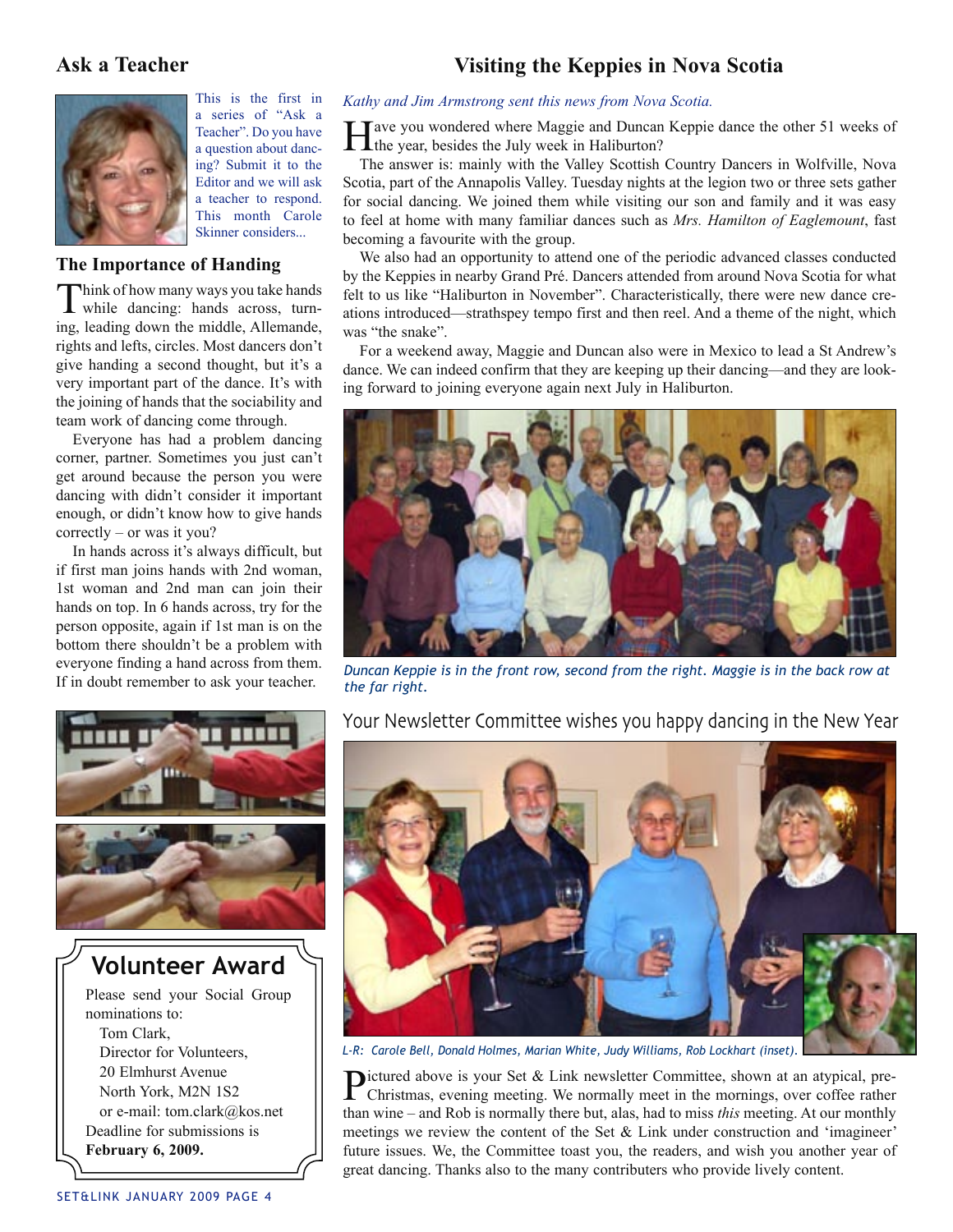## Ask a Teacher

This is the first in a series of "Ask a Teacher". Do you have a question about dancing? Submit it to the Editor and we will ask a teacher to respond. This month Carole Skinner considers...

### The Importance of Handing

Think of how many ways you take hands while dancing: hands across, turning, leading down the middle, Allemande, rights and lefts, circles. Most dancers don't give handing a second thought, but it's a very important part of the dance. It's with the joining of hands that the sociability and team work of dancing come through.

Everyone has had a problem dancing corner, partner. Sometimes you just can't get around because the person you were dancing with didn't consider it important enough, or didn't know how to give hands correctly – or was it you?

In hands across it's always difficult, but if first man joins hands with 2nd woman, 1st woman and 2nd man can join their hands on top. In 6 hands across, try for the person opposite, again if 1st man is on the bottom there shouldn't be a problem with everyone finding a hand across from them. If in doubt remember to ask your teacher.

## Volunteer Award

Please send your Social Group nominations to:
Tom Clark,
Director for Volunteers,
20 Elmhurst Avenue
North York, M2N 1S2
or e-mail: tom.clark@kos.net
Deadline for submissions is **February 6, 2009.**

## Visiting the Keppies in Nova Scotia

*Kathy and Jim Armstrong sent this news from Nova Scotia.*

Have you wondered where Maggie and Duncan Keppie dance the other 51 weeks of the year, besides the July week in Haliburton?

The answer is: mainly with the Valley Scottish Country Dancers in Wolfville, Nova Scotia, part of the Annapolis Valley. Tuesday nights at the legion two or three sets gather for social dancing. We joined them while visiting our son and family and it was easy to feel at home with many familiar dances such as *Mrs. Hamilton of Eaglemount*, fast becoming a favourite with the group.

We also had an opportunity to attend one of the periodic advanced classes conducted by the Keppies in nearby Grand Pré. Dancers attended from around Nova Scotia for what felt to us like "Haliburton in November". Characteristically, there were new dance creations introduced—strathspey tempo first and then reel. And a theme of the night, which was "the snake".

For a weekend away, Maggie and Duncan also were in Mexico to lead a St Andrew's dance. We can indeed confirm that they are keeping up their dancing—and they are looking forward to joining everyone again next July in Haliburton.

*Duncan Keppie is in the front row, second from the right. Maggie is in the back row at the far right.*

## Your Newsletter Committee wishes you happy dancing in the New Year

*L-R: Carole Bell, Donald Holmes, Marian White, Judy Williams, Rob Lockhart (inset).*

Pictured above is your Set & Link newsletter Committee, shown at an atypical, pre-Christmas, evening meeting. We normally meet in the mornings, over coffee rather than wine – and Rob is normally there but, alas, had to miss *this* meeting. At our monthly meetings we review the content of the Set & Link under construction and 'imagineer' future issues. We, the Committee toast you, the readers, and wish you another year of great dancing. Thanks also to the many contributers who provide lively content.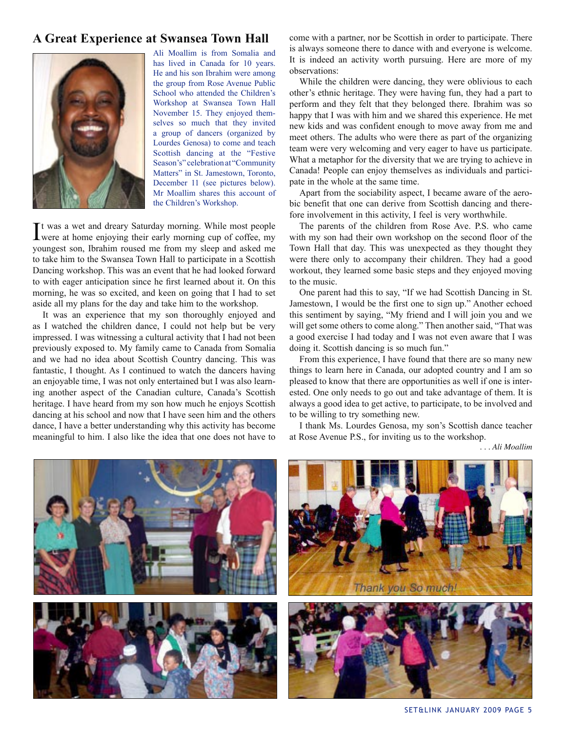## A Great Experience at Swansea Town Hall

Ali Moallim is from Somalia and has lived in Canada for 10 years. He and his son Ibrahim were among the group from Rose Avenue Public School who attended the Children's Workshop at Swansea Town Hall November 15. They enjoyed themselves so much that they invited a group of dancers (organized by Lourdes Genosa) to come and teach Scottish dancing at the "Festive Season's" celebration at "Community Matters" in St. Jamestown, Toronto, December 11 (see pictures below). Mr Moallim shares this account of the Children's Workshop.

It was a wet and dreary Saturday morning. While most people were at home enjoying their early morning cup of coffee, my youngest son, Ibrahim roused me from my sleep and asked me to take him to the Swansea Town Hall to participate in a Scottish Dancing workshop. This was an event that he had looked forward to with eager anticipation since he first learned about it. On this morning, he was so excited, and keen on going that I had to set aside all my plans for the day and take him to the workshop.

It was an experience that my son thoroughly enjoyed and as I watched the children dance, I could not help but be very impressed. I was witnessing a cultural activity that I had not been previously exposed to. My family came to Canada from Somalia and we had no idea about Scottish Country dancing. This was fantastic, I thought. As I continued to watch the dancers having an enjoyable time, I was not only entertained but I was also learning another aspect of the Canadian culture, Canada's Scottish heritage. I have heard from my son how much he enjoys Scottish dancing at his school and now that I have seen him and the others dance, I have a better understanding why this activity has become meaningful to him. I also like the idea that one does not have to come with a partner, nor be Scottish in order to participate. There is always someone there to dance with and everyone is welcome. It is indeed an activity worth pursuing. Here are more of my observations:

While the children were dancing, they were oblivious to each other's ethnic heritage. They were having fun, they had a part to perform and they felt that they belonged there. Ibrahim was so happy that I was with him and we shared this experience. He met new kids and was confident enough to move away from me and meet others. The adults who were there as part of the organizing team were very welcoming and very eager to have us participate. What a metaphor for the diversity that we are trying to achieve in Canada! People can enjoy themselves as individuals and participate in the whole at the same time.

Apart from the sociability aspect, I became aware of the aerobic benefit that one can derive from Scottish dancing and therefore involvement in this activity, I feel is very worthwhile.

The parents of the children from Rose Ave. P.S. who came with my son had their own workshop on the second floor of the Town Hall that day. This was unexpected as they thought they were there only to accompany their children. They had a good workout, they learned some basic steps and they enjoyed moving to the music.

One parent had this to say, "If we had Scottish Dancing in St. Jamestown, I would be the first one to sign up." Another echoed this sentiment by saying, "My friend and I will join you and we will get some others to come along." Then another said, "That was a good exercise I had today and I was not even aware that I was doing it. Scottish dancing is so much fun."

From this experience, I have found that there are so many new things to learn here in Canada, our adopted country and I am so pleased to know that there are opportunities as well if one is interested. One only needs to go out and take advantage of them. It is always a good idea to get active, to participate, to be involved and to be willing to try something new.

I thank Ms. Lourdes Genosa, my son's Scottish dance teacher at Rose Avenue P.S., for inviting us to the workshop.

*. . . Ali Moallim*

Thank you So much!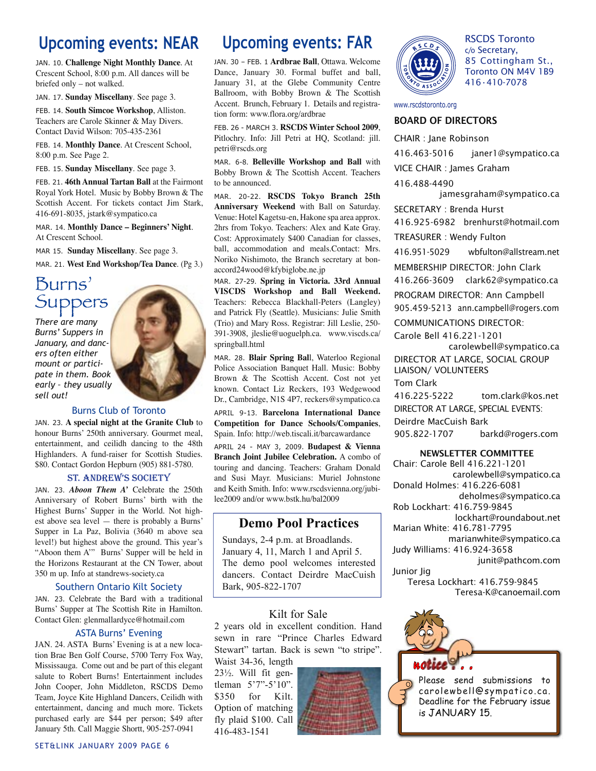# Upcoming events: NEAR

JAN. 10. **Challenge Night Monthly Dance**. At Crescent School, 8:00 p.m. All dances will be briefed only – not walked.

JAN. 17. **Sunday Miscellany**. See page 3.

FEB. 14. **South Simcoe Workshop**, Alliston. Teachers are Carole Skinner & May Divers. Contact David Wilson: 705-435-2361

FEB. 14. **Monthly Dance**. At Crescent School, 8:00 p.m. See Page 2.

FEB. 15. **Sunday Miscellany**. See page 3.

FEB. 21. **46th Annual Tartan Ball** at the Fairmont Royal York Hotel. Music by Bobby Brown & The Scottish Accent. For tickets contact Jim Stark, 416-691-8035, jstark@sympatico.ca

MAR. 14. **Monthly Dance – Beginners' Night**. At Crescent School.

MAR 15. **Sunday Miscellany**. See page 3.

MAR. 21. **West End Workshop/Tea Dance**. (Pg 3.)

## Burns' Suppers

*There are many Burns' Suppers in January, and dancers often either mount or participate in them. Book early - they usually sell out!*

### Burns Club of Toronto

JAN. 23. **A special night at the Granite Club** to honour Burns' 250th anniversary. Gourmet meal, entertainment, and ceilidh dancing to the 48th Highlanders. A fund-raiser for Scottish Studies. $80. Contact Gordon Hepburn (905) 881-5780.

### St. Andrew's Society

JAN. 23. ***Aboon Them A'*** Celebrate the 250th Anniversary of Robert Burns' birth with the Highest Burns' Supper in the World. Not highest above sea level — there is probably a Burns' Supper in La Paz, Bolivia (3640 m above sea level!) but highest above the ground. This year's "Aboon them A'" Burns' Supper will be held in the Horizons Restaurant at the CN Tower, about 350 m up. Info at standrews-society.ca

### Southern Ontario Kilt Society

JAN. 23. Celebrate the Bard with a traditional Burns' Supper at The Scottish Rite in Hamilton. Contact Glen: glenmallardyce@hotmail.com

### ASTA Burns' Evening

JAN. 24. ASTA Burns' Evening is at a new location Brae Ben Golf Course, 5700 Terry Fox Way, Mississauga. Come out and be part of this elegant salute to Robert Burns! Entertainment includes John Cooper, John Middleton, RSCDS Demo Team, Joyce Kite Highland Dancers, Ceilidh with entertainment, dancing and much more. Tickets purchased early are $44 per person; $49 after January 5th. Call Maggie Shortt, 905-257-0941

# Upcoming events: FAR

JAN. 30 – FEB. 1 **Ardbrae Ball**, Ottawa. Welcome Dance, January 30. Formal buffet and ball, January 31, at the Glebe Community Centre Ballroom, with Bobby Brown & The Scottish Accent. Brunch, February 1. Details and registration form: www.flora.org/ardbrae

FEB. 26 - MARCH 3. **RSCDS Winter School 2009**, Pitlochry. Info: Jill Petri at HQ, Scotland: jill.petri@rscds.org

MAR. 6-8. **Belleville Workshop and Ball** with Bobby Brown & The Scottish Accent. Teachers to be announced.

MAR. 20-22. **RSCDS Tokyo Branch 25th Anniversary Weekend** with Ball on Saturday. Venue: Hotel Kagetsu-en, Hakone spa area approx. 2hrs from Tokyo. Teachers: Alex and Kate Gray. Cost: Approximately $400 Canadian for classes, ball, accommodation and meals.Contact: Mrs. Noriko Nishimoto, the Branch secretary at bonaccord24wood@kfybiglobe.ne.jp

MAR. 27-29. **Spring in Victoria. 33rd Annual VISCDS Workshop and Ball Weekend.** Teachers: Rebecca Blackhall-Peters (Langley) and Patrick Fly (Seattle). Musicians: Julie Smith (Trio) and Mary Ross. Registrar: Jill Leslie, 250-391-3908, jleslie@uoguelph.ca. www.viscds.ca/springball.html

MAR. 28. **Blair Spring Ball**, Waterloo Regional Police Association Banquet Hall. Music: Bobby Brown & The Scottish Accent. Cost not yet known. Contact Liz Reckers, 193 Wedgewood Dr., Cambridge, N1S 4P7, reckers@sympatico.ca

APRIL 9-13. **Barcelona International Dance Competition for Dance Schools/Companies**, Spain. Info: http://web.tiscali.it/barcawardance

APRIL 24 - MAY 3, 2009. **Budapest & Vienna Branch Joint Jubilee Celebration.** A combo of touring and dancing. Teachers: Graham Donald and Susi Mayr. Musicians: Muriel Johnstone and Keith Smith. Info: www.rscdsvienna.org/jubilee2009 and/or www.bstk.hu/bal2009

## Demo Pool Practices

Sundays, 2-4 p.m. at Broadlands. January 4, 11, March 1 and April 5. The demo pool welcomes interested dancers. Contact Deirdre MacCuish Bark, 905-822-1707

## Kilt for Sale

2 years old in excellent condition. Hand sewn in rare "Prince Charles Edward Stewart" tartan. Back is sewn "to stripe". Waist 34-36, length 23½. Will fit gentleman 5'7"-5'10". $350 for Kilt. Option of matching fly plaid $100. Call 416-483-1541

RSCDS Toronto
c/o Secretary,
85 Cottingham St.,
Toronto ON M4V 1B9
416-410-7078

www.rscdstoronto.org

## BOARD OF DIRECTORS

CHAIR : Jane Robinson
416.463-5016 janer1@sympatico.ca

VICE CHAIR : James Graham
416.488-4490 jamesgraham@sympatico.ca

SECRETARY : Brenda Hurst
416.925-6982 brenhurst@hotmail.com

TREASURER : Wendy Fulton
416.951-5029 wbfulton@allstream.net

MEMBERSHIP DIRECTOR: John Clark
416.266-3609 clark62@sympatico.ca

PROGRAM DIRECTOR: Ann Campbell
905.459-5213 ann.campbell@rogers.com

COMMUNICATIONS DIRECTOR:
Carole Bell 416.221-1201 carolewbell@sympatico.ca

DIRECTOR AT LARGE, SOCIAL GROUP LIAISON/ VOLUNTEERS
Tom Clark
416.225-5222 tom.clark@kos.net

DIRECTOR AT LARGE, SPECIAL EVENTS:
Deirdre MacCuish Bark
905.822-1707 barkd@rogers.com

### NEWSLETTER COMMITTEE

Chair: Carole Bell 416.221-1201 carolewbell@sympatico.ca
Donald Holmes: 416.226-6081 deholmes@sympatico.ca
Rob Lockhart: 416.759-9845 lockhart@roundabout.net
Marian White: 416.781-7795 marianwhite@sympatico.ca
Judy Williams: 416.924-3658 junit@pathcom.com
Junior Jig
Teresa Lockhart: 416.759-9845 Teresa-K@canoemail.com

**notice . . .**

Please send submissions to carolewbell@sympatico.ca. Deadline for the February issue is JANUARY 15.